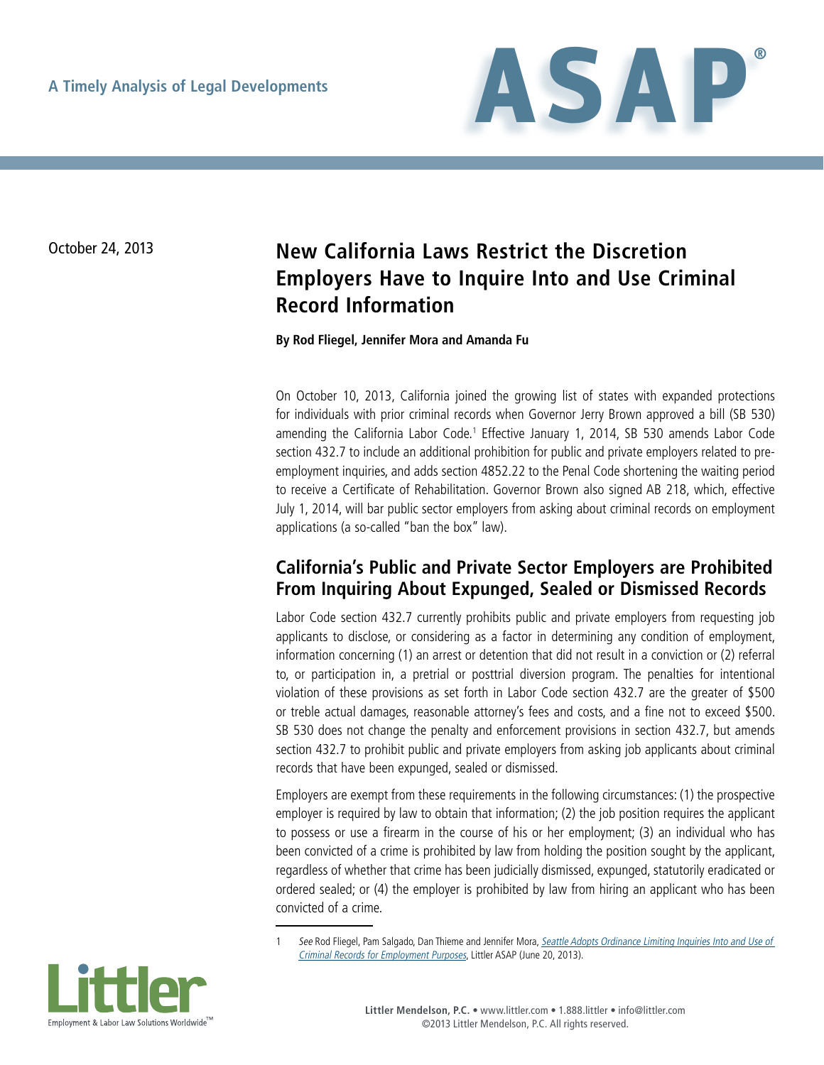A Timely Analysis of Legal Developments

# ASAP®

October 24, 2013

## New California Laws Restrict the Discretion Employers Have to Inquire Into and Use Criminal Record Information

**By Rod Fliegel, Jennifer Mora and Amanda Fu**

On October 10, 2013, California joined the growing list of states with expanded protections for individuals with prior criminal records when Governor Jerry Brown approved a bill (SB 530) amending the California Labor Code.[1] Effective January 1, 2014, SB 530 amends Labor Code section 432.7 to include an additional prohibition for public and private employers related to pre-employment inquiries, and adds section 4852.22 to the Penal Code shortening the waiting period to receive a Certificate of Rehabilitation. Governor Brown also signed AB 218, which, effective July 1, 2014, will bar public sector employers from asking about criminal records on employment applications (a so-called "ban the box" law).

### California's Public and Private Sector Employers are Prohibited From Inquiring About Expunged, Sealed or Dismissed Records

Labor Code section 432.7 currently prohibits public and private employers from requesting job applicants to disclose, or considering as a factor in determining any condition of employment, information concerning (1) an arrest or detention that did not result in a conviction or (2) referral to, or participation in, a pretrial or posttrial diversion program. The penalties for intentional violation of these provisions as set forth in Labor Code section 432.7 are the greater of $500 or treble actual damages, reasonable attorney's fees and costs, and a fine not to exceed $500. SB 530 does not change the penalty and enforcement provisions in section 432.7, but amends section 432.7 to prohibit public and private employers from asking job applicants about criminal records that have been expunged, sealed or dismissed.

Employers are exempt from these requirements in the following circumstances: (1) the prospective employer is required by law to obtain that information; (2) the job position requires the applicant to possess or use a firearm in the course of his or her employment; (3) an individual who has been convicted of a crime is prohibited by law from holding the position sought by the applicant, regardless of whether that crime has been judicially dismissed, expunged, statutorily eradicated or ordered sealed; or (4) the employer is prohibited by law from hiring an applicant who has been convicted of a crime.

---

1 *See* Rod Fliegel, Pam Salgado, Dan Thieme and Jennifer Mora, *Seattle Adopts Ordinance Limiting Inquiries Into and Use of Criminal Records for Employment Purposes*, Littler ASAP (June 20, 2013).

Littler Employment & Labor Law Solutions Worldwide™

**Littler Mendelson, P.C.** • www.littler.com • 1.888.littler • info@littler.com
©2013 Littler Mendelson, P.C. All rights reserved.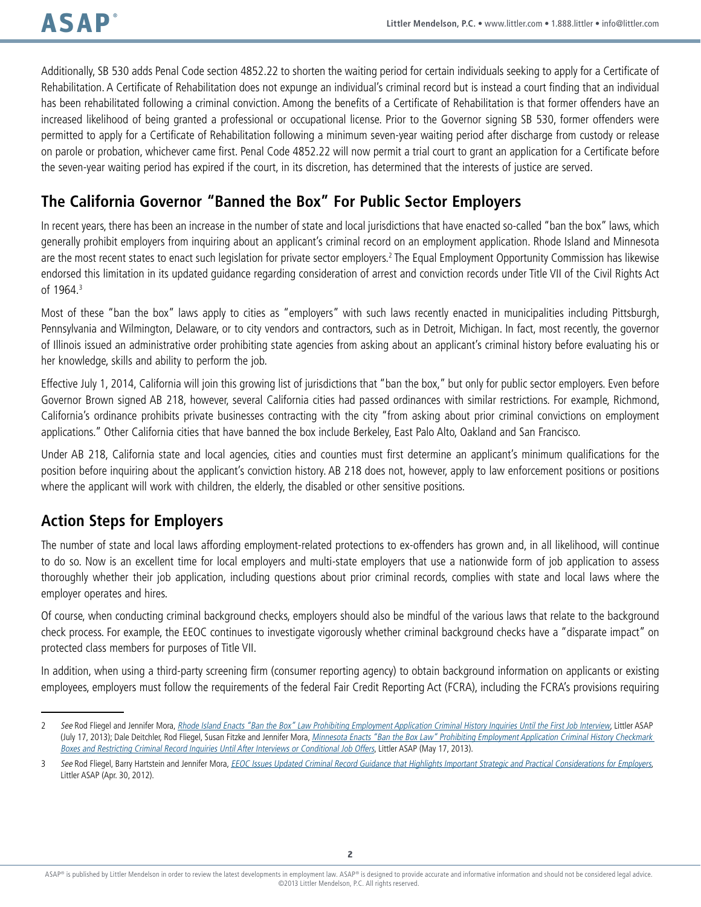Additionally, SB 530 adds Penal Code section 4852.22 to shorten the waiting period for certain individuals seeking to apply for a Certificate of Rehabilitation. A Certificate of Rehabilitation does not expunge an individual's criminal record but is instead a court finding that an individual has been rehabilitated following a criminal conviction. Among the benefits of a Certificate of Rehabilitation is that former offenders have an increased likelihood of being granted a professional or occupational license. Prior to the Governor signing SB 530, former offenders were permitted to apply for a Certificate of Rehabilitation following a minimum seven-year waiting period after discharge from custody or release on parole or probation, whichever came first. Penal Code 4852.22 will now permit a trial court to grant an application for a Certificate before the seven-year waiting period has expired if the court, in its discretion, has determined that the interests of justice are served.

## The California Governor "Banned the Box" For Public Sector Employers

In recent years, there has been an increase in the number of state and local jurisdictions that have enacted so-called "ban the box" laws, which generally prohibit employers from inquiring about an applicant's criminal record on an employment application. Rhode Island and Minnesota are the most recent states to enact such legislation for private sector employers.[2] The Equal Employment Opportunity Commission has likewise endorsed this limitation in its updated guidance regarding consideration of arrest and conviction records under Title VII of the Civil Rights Act of 1964.[3]

Most of these "ban the box" laws apply to cities as "employers" with such laws recently enacted in municipalities including Pittsburgh, Pennsylvania and Wilmington, Delaware, or to city vendors and contractors, such as in Detroit, Michigan. In fact, most recently, the governor of Illinois issued an administrative order prohibiting state agencies from asking about an applicant's criminal history before evaluating his or her knowledge, skills and ability to perform the job.

Effective July 1, 2014, California will join this growing list of jurisdictions that "ban the box," but only for public sector employers. Even before Governor Brown signed AB 218, however, several California cities had passed ordinances with similar restrictions. For example, Richmond, California's ordinance prohibits private businesses contracting with the city "from asking about prior criminal convictions on employment applications." Other California cities that have banned the box include Berkeley, East Palo Alto, Oakland and San Francisco.

Under AB 218, California state and local agencies, cities and counties must first determine an applicant's minimum qualifications for the position before inquiring about the applicant's conviction history. AB 218 does not, however, apply to law enforcement positions or positions where the applicant will work with children, the elderly, the disabled or other sensitive positions.

## Action Steps for Employers

The number of state and local laws affording employment-related protections to ex-offenders has grown and, in all likelihood, will continue to do so. Now is an excellent time for local employers and multi-state employers that use a nationwide form of job application to assess thoroughly whether their job application, including questions about prior criminal records, complies with state and local laws where the employer operates and hires.

Of course, when conducting criminal background checks, employers should also be mindful of the various laws that relate to the background check process. For example, the EEOC continues to investigate vigorously whether criminal background checks have a "disparate impact" on protected class members for purposes of Title VII.

In addition, when using a third-party screening firm (consumer reporting agency) to obtain background information on applicants or existing employees, employers must follow the requirements of the federal Fair Credit Reporting Act (FCRA), including the FCRA's provisions requiring

---

2 *See* Rod Fliegel and Jennifer Mora, *Rhode Island Enacts "Ban the Box" Law Prohibiting Employment Application Criminal History Inquiries Until the First Job Interview*, Littler ASAP (July 17, 2013); Dale Deitchler, Rod Fliegel, Susan Fitzke and Jennifer Mora, *Minnesota Enacts "Ban the Box Law" Prohibiting Employment Application Criminal History Checkmark Boxes and Restricting Criminal Record Inquiries Until After Interviews or Conditional Job Offers*, Littler ASAP (May 17, 2013).

3 *See* Rod Fliegel, Barry Hartstein and Jennifer Mora, *EEOC Issues Updated Criminal Record Guidance that Highlights Important Strategic and Practical Considerations for Employers*, Littler ASAP (Apr. 30, 2012).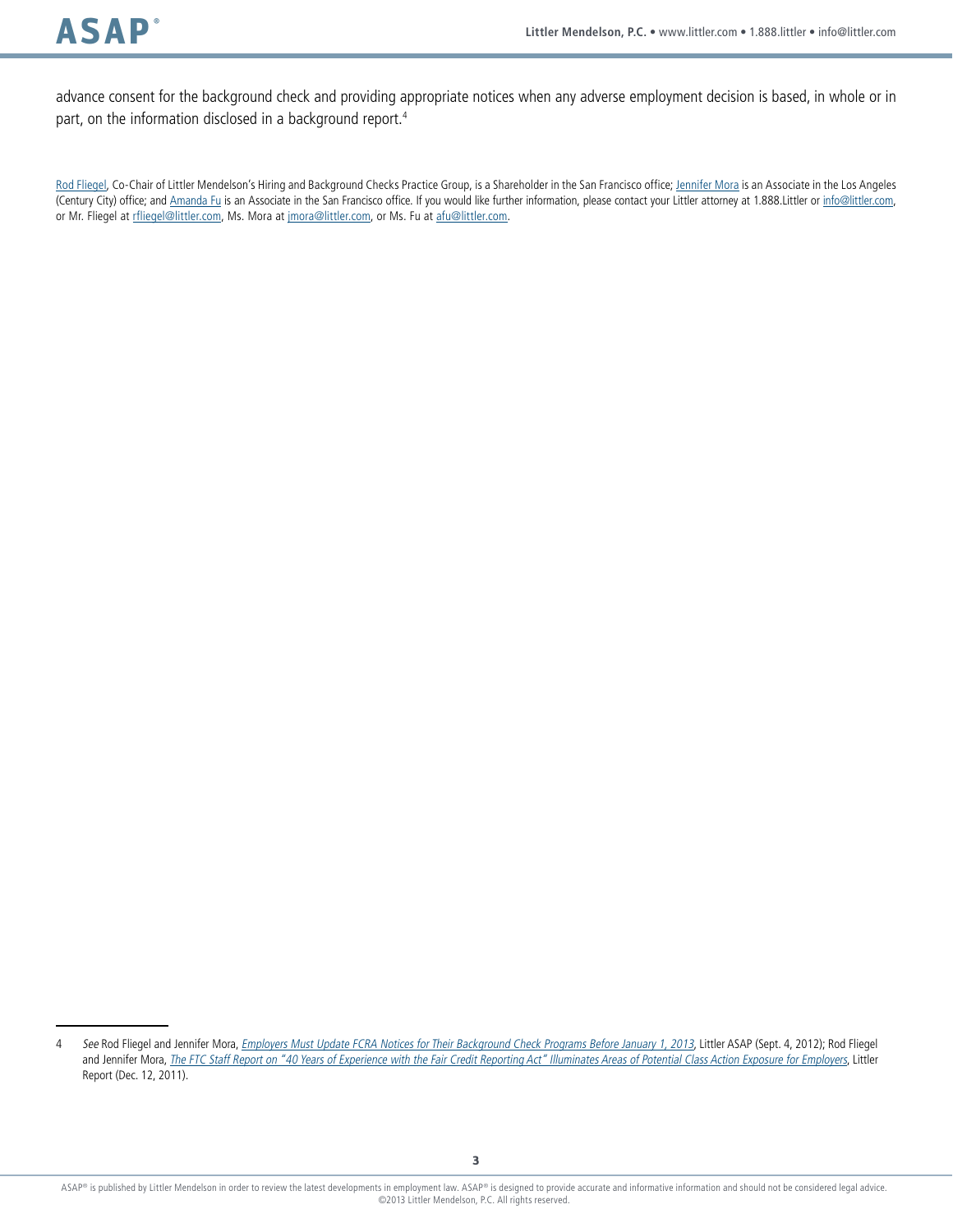advance consent for the background check and providing appropriate notices when any adverse employment decision is based, in whole or in part, on the information disclosed in a background report.[4]

Rod Fliegel, Co-Chair of Littler Mendelson's Hiring and Background Checks Practice Group, is a Shareholder in the San Francisco office; Jennifer Mora is an Associate in the Los Angeles (Century City) office; and Amanda Fu is an Associate in the San Francisco office. If you would like further information, please contact your Littler attorney at 1.888.Littler or info@littler.com, or Mr. Fliegel at rfliegel@littler.com, Ms. Mora at jmora@littler.com, or Ms. Fu at afu@littler.com.

---

4 *See* Rod Fliegel and Jennifer Mora, *Employers Must Update FCRA Notices for Their Background Check Programs Before January 1, 2013*, Littler ASAP (Sept. 4, 2012); Rod Fliegel and Jennifer Mora, *The FTC Staff Report on "40 Years of Experience with the Fair Credit Reporting Act" Illuminates Areas of Potential Class Action Exposure for Employers*, Littler Report (Dec. 12, 2011).

ASAP® is published by Littler Mendelson in order to review the latest developments in employment law. ASAP® is designed to provide accurate and informative information and should not be considered legal advice. ©2013 Littler Mendelson, P.C. All rights reserved.